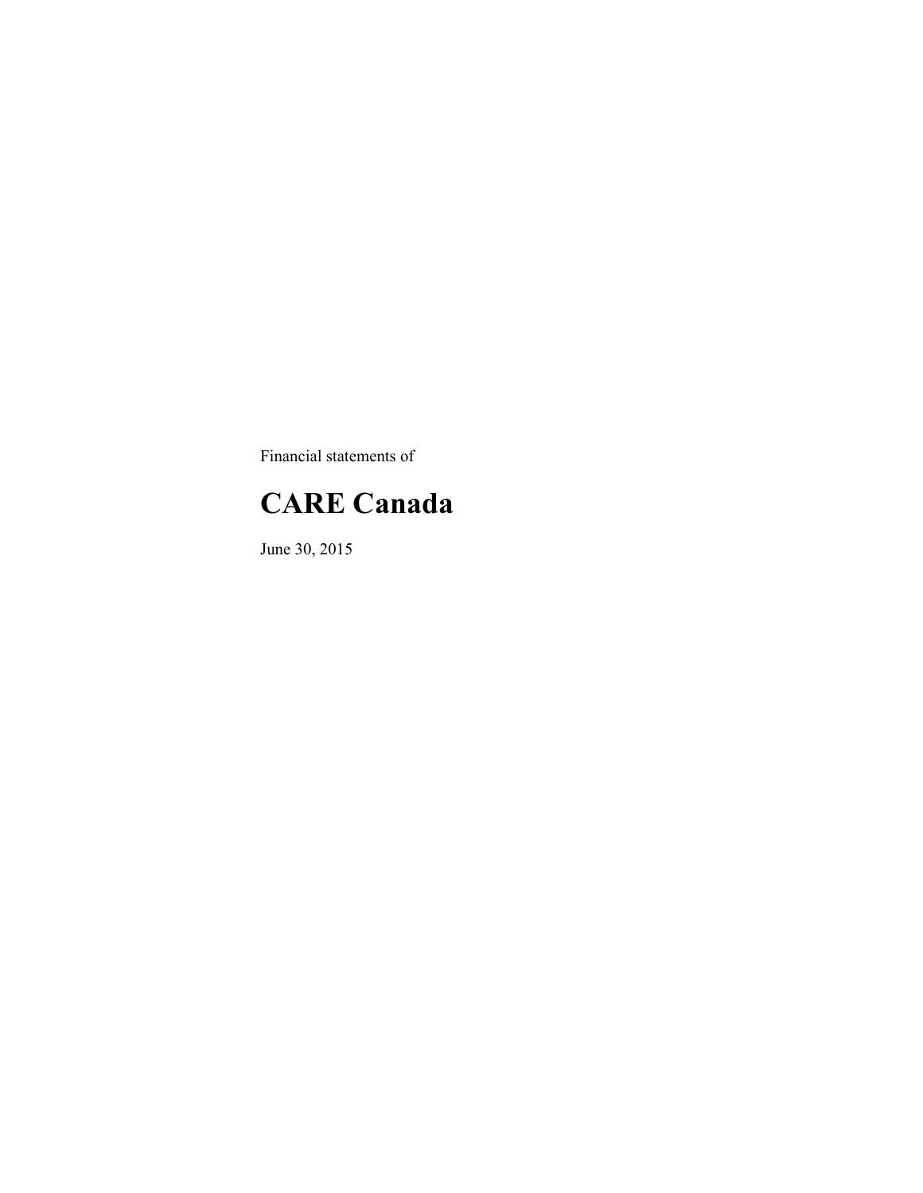Financial statements of

# CARE Canada

June 30, 2015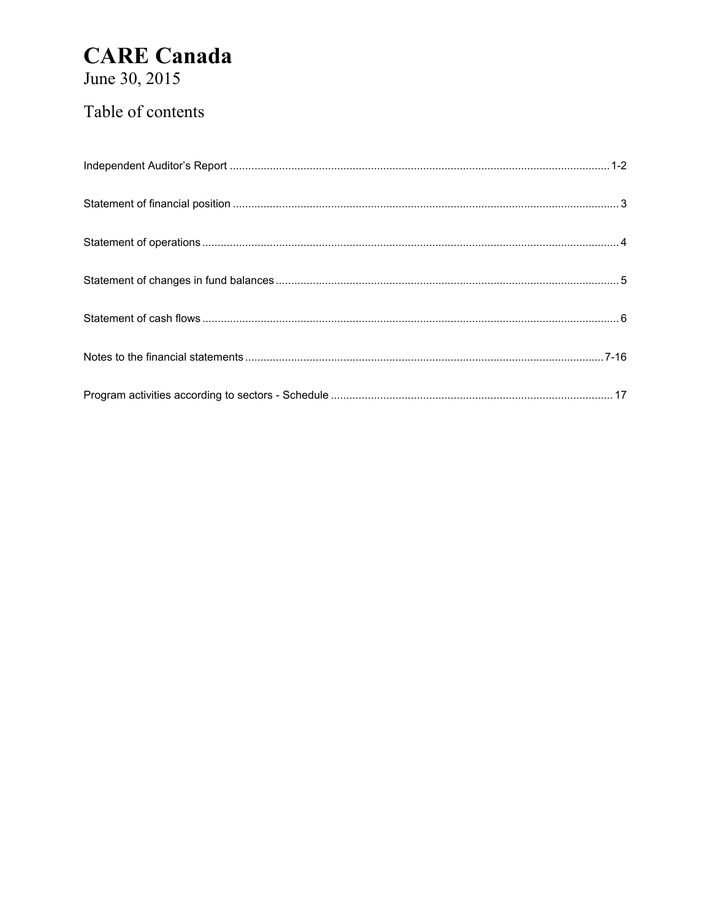# CARE Canada

June 30, 2015

## Table of contents

| | |
|---|---|
| Independent Auditor's Report | 1-2 |
| Statement of financial position | 3 |
| Statement of operations | 4 |
| Statement of changes in fund balances | 5 |
| Statement of cash flows | 6 |
| Notes to the financial statements | 7-16 |
| Program activities according to sectors - Schedule | 17 |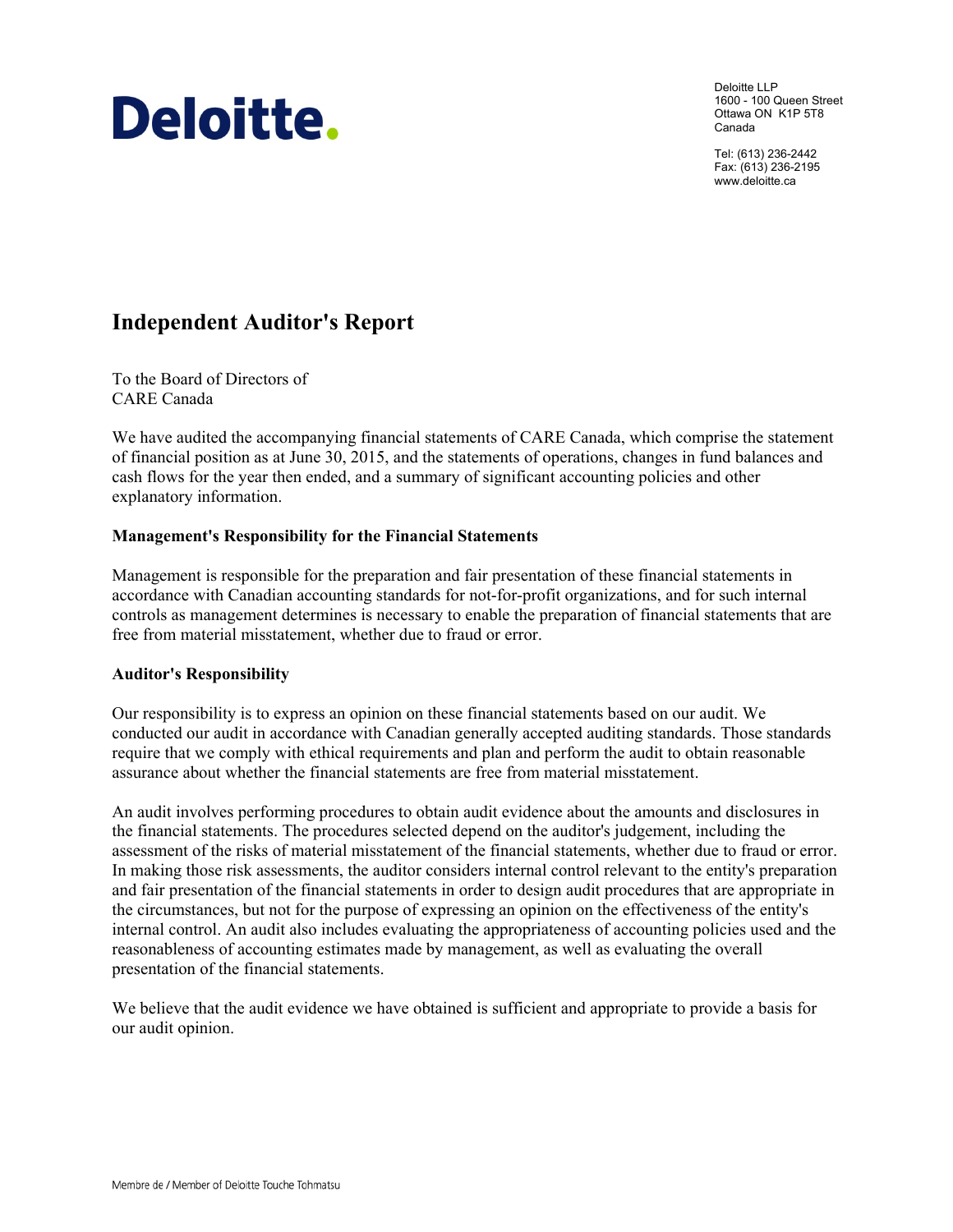Deloitte.

Deloitte LLP
1600 - 100 Queen Street
Ottawa ON K1P 5T8
Canada

Tel: (613) 236-2442
Fax: (613) 236-2195
www.deloitte.ca

# Independent Auditor's Report

To the Board of Directors of
CARE Canada

We have audited the accompanying financial statements of CARE Canada, which comprise the statement of financial position as at June 30, 2015, and the statements of operations, changes in fund balances and cash flows for the year then ended, and a summary of significant accounting policies and other explanatory information.

**Management's Responsibility for the Financial Statements**

Management is responsible for the preparation and fair presentation of these financial statements in accordance with Canadian accounting standards for not-for-profit organizations, and for such internal controls as management determines is necessary to enable the preparation of financial statements that are free from material misstatement, whether due to fraud or error.

**Auditor's Responsibility**

Our responsibility is to express an opinion on these financial statements based on our audit. We conducted our audit in accordance with Canadian generally accepted auditing standards. Those standards require that we comply with ethical requirements and plan and perform the audit to obtain reasonable assurance about whether the financial statements are free from material misstatement.

An audit involves performing procedures to obtain audit evidence about the amounts and disclosures in the financial statements. The procedures selected depend on the auditor's judgement, including the assessment of the risks of material misstatement of the financial statements, whether due to fraud or error. In making those risk assessments, the auditor considers internal control relevant to the entity's preparation and fair presentation of the financial statements in order to design audit procedures that are appropriate in the circumstances, but not for the purpose of expressing an opinion on the effectiveness of the entity's internal control. An audit also includes evaluating the appropriateness of accounting policies used and the reasonableness of accounting estimates made by management, as well as evaluating the overall presentation of the financial statements.

We believe that the audit evidence we have obtained is sufficient and appropriate to provide a basis for our audit opinion.

Membre de / Member of Deloitte Touche Tohmatsu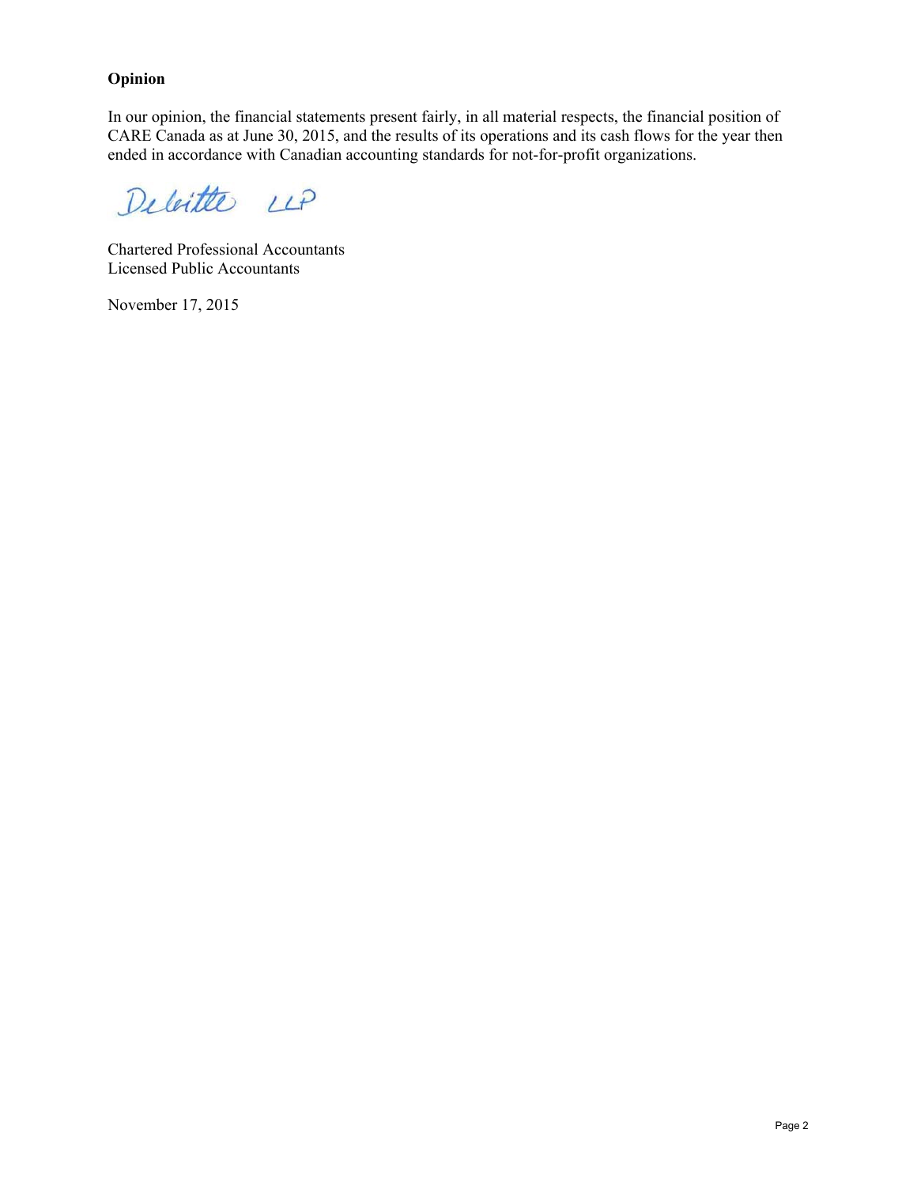## Opinion

In our opinion, the financial statements present fairly, in all material respects, the financial position of CARE Canada as at June 30, 2015, and the results of its operations and its cash flows for the year then ended in accordance with Canadian accounting standards for not-for-profit organizations.

Deloitte LLP

Chartered Professional Accountants
Licensed Public Accountants

November 17, 2015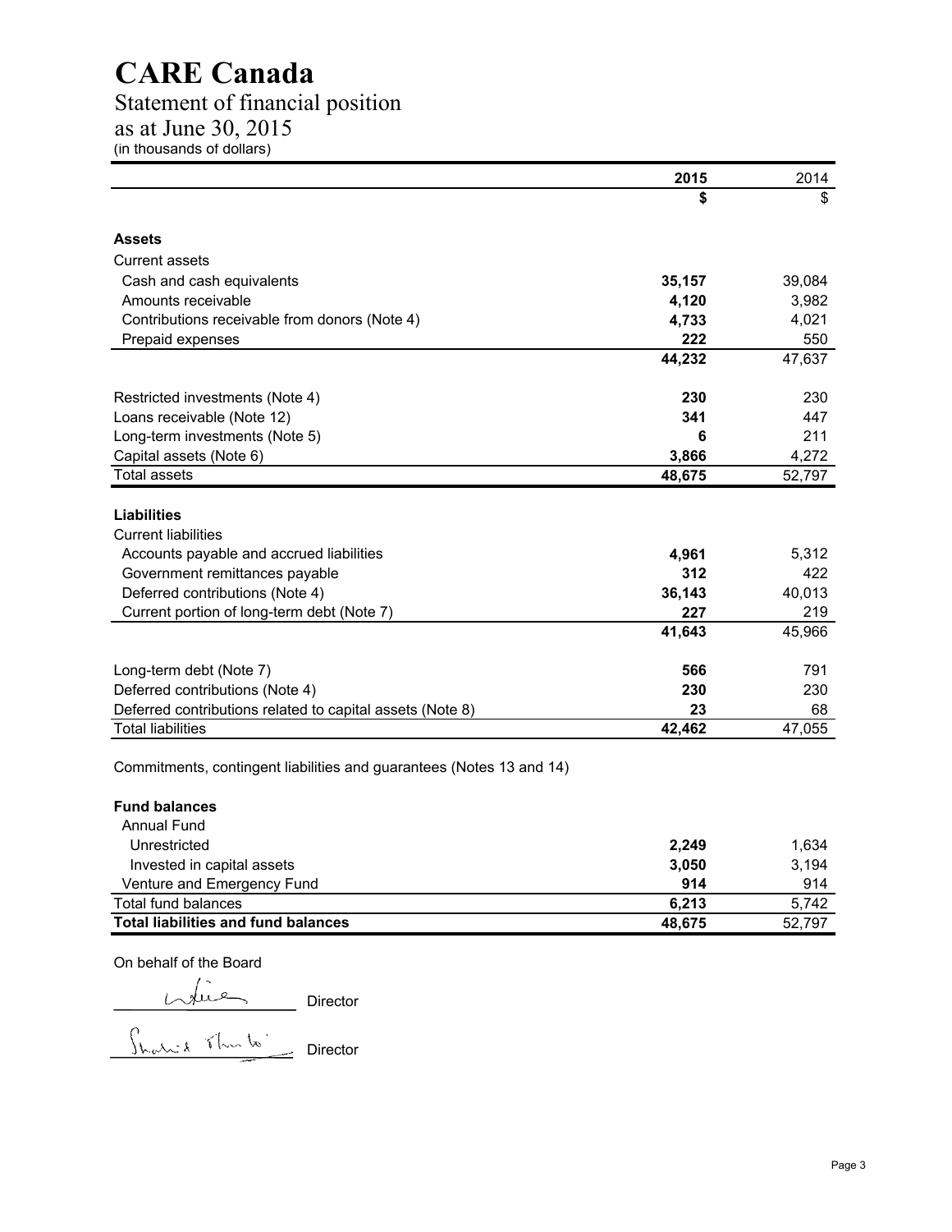# CARE Canada

## Statement of financial position

## as at June 30, 2015

(in thousands of dollars)

| | 2015 | 2014 |
|---|---|---|
| | $ | $ |
| **Assets** | | |
| Current assets | | |
| Cash and cash equivalents | **35,157** | 39,084 |
| Amounts receivable | **4,120** | 3,982 |
| Contributions receivable from donors (Note 4) | **4,733** | 4,021 |
| Prepaid expenses | **222** | 550 |
| | **44,232** | 47,637 |
| Restricted investments (Note 4) | **230** | 230 |
| Loans receivable (Note 12) | **341** | 447 |
| Long-term investments (Note 5) | **6** | 211 |
| Capital assets (Note 6) | **3,866** | 4,272 |
| Total assets | **48,675** | 52,797 |
| **Liabilities** | | |
| Current liabilities | | |
| Accounts payable and accrued liabilities | **4,961** | 5,312 |
| Government remittances payable | **312** | 422 |
| Deferred contributions (Note 4) | **36,143** | 40,013 |
| Current portion of long-term debt (Note 7) | **227** | 219 |
| | **41,643** | 45,966 |
| Long-term debt (Note 7) | **566** | 791 |
| Deferred contributions (Note 4) | **230** | 230 |
| Deferred contributions related to capital assets (Note 8) | **23** | 68 |
| Total liabilities | **42,462** | 47,055 |

Commitments, contingent liabilities and guarantees (Notes 13 and 14)

| | 2015 | 2014 |
|---|---|---|
| **Fund balances** | | |
| Annual Fund | | |
| Unrestricted | **2,249** | 1,634 |
| Invested in capital assets | **3,050** | 3,194 |
| Venture and Emergency Fund | **914** | 914 |
| Total fund balances | **6,213** | 5,742 |
| **Total liabilities and fund balances** | **48,675** | 52,797 |

On behalf of the Board

_______________ Director

_______________ Director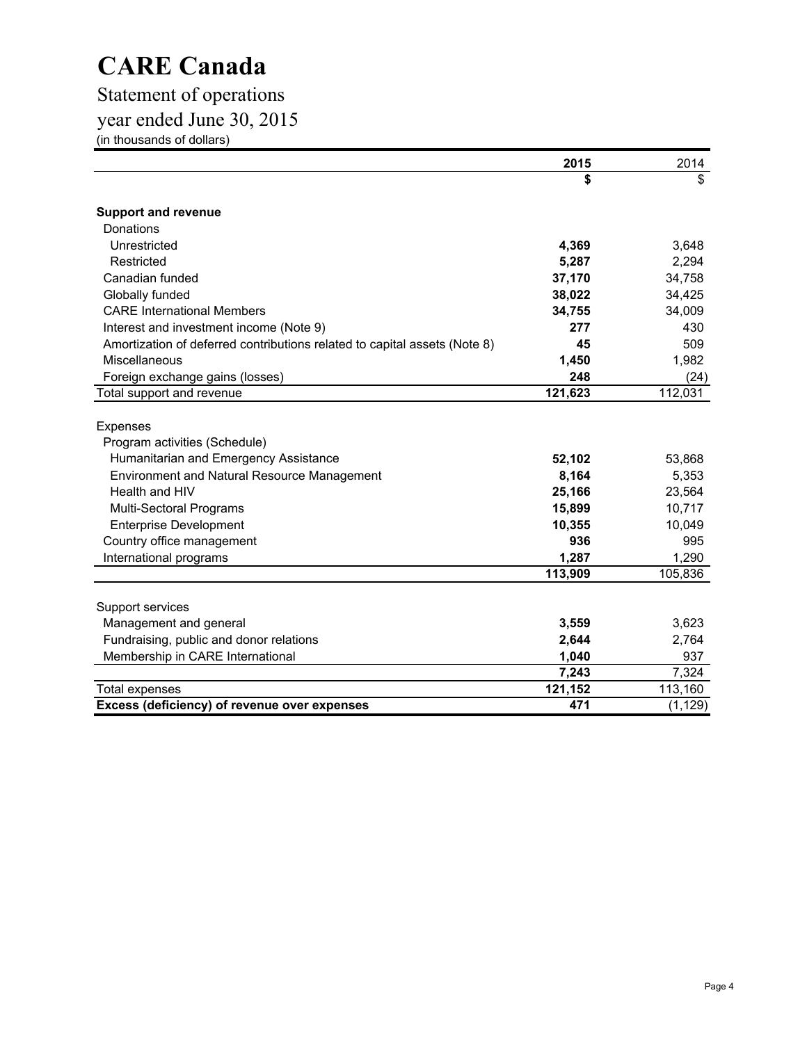# CARE Canada

## Statement of operations

## year ended June 30, 2015

(in thousands of dollars)

| | **2015** | 2014 |
|---|---|---|
| | **$** | $ |
| **Support and revenue** | | |
| Donations | | |
| Unrestricted | **4,369** | 3,648 |
| Restricted | **5,287** | 2,294 |
| Canadian funded | **37,170** | 34,758 |
| Globally funded | **38,022** | 34,425 |
| CARE International Members | **34,755** | 34,009 |
| Interest and investment income (Note 9) | **277** | 430 |
| Amortization of deferred contributions related to capital assets (Note 8) | **45** | 509 |
| Miscellaneous | **1,450** | 1,982 |
| Foreign exchange gains (losses) | **248** | (24) |
| Total support and revenue | **121,623** | 112,031 |
| | | |
| Expenses | | |
| Program activities (Schedule) | | |
| Humanitarian and Emergency Assistance | **52,102** | 53,868 |
| Environment and Natural Resource Management | **8,164** | 5,353 |
| Health and HIV | **25,166** | 23,564 |
| Multi-Sectoral Programs | **15,899** | 10,717 |
| Enterprise Development | **10,355** | 10,049 |
| Country office management | **936** | 995 |
| International programs | **1,287** | 1,290 |
| | **113,909** | 105,836 |
| | | |
| Support services | | |
| Management and general | **3,559** | 3,623 |
| Fundraising, public and donor relations | **2,644** | 2,764 |
| Membership in CARE International | **1,040** | 937 |
| | **7,243** | 7,324 |
| Total expenses | **121,152** | 113,160 |
| **Excess (deficiency) of revenue over expenses** | **471** | (1,129) |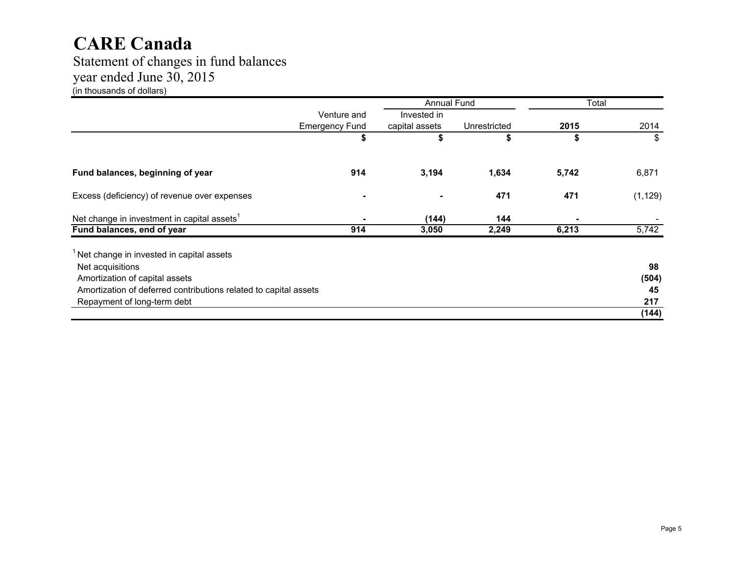# CARE Canada

## Statement of changes in fund balances
## year ended June 30, 2015
(in thousands of dollars)

| | | Annual Fund | | Total | |
|---|---|---|---|---|---|
| | Venture and Emergency Fund | Invested in capital assets | Unrestricted | **2015** | 2014 |
| | **$** | **$** | **$** | **$** | $ |
| **Fund balances, beginning of year** | **914** | **3,194** | **1,634** | **5,742** | 6,871 |
| Excess (deficiency) of revenue over expenses | **-** | **-** | **471** | **471** | (1,129) |
| Net change in investment in capital assets[1] | **-** | **(144)** | **144** | **-** | - |
| **Fund balances, end of year** | **914** | **3,050** | **2,249** | **6,213** | 5,742 |

[1] Net change in invested in capital assets

| | |
|---|---|
| Net acquisitions | **98** |
| Amortization of capital assets | **(504)** |
| Amortization of deferred contributions related to capital assets | **45** |
| Repayment of long-term debt | **217** |
| | **(144)** |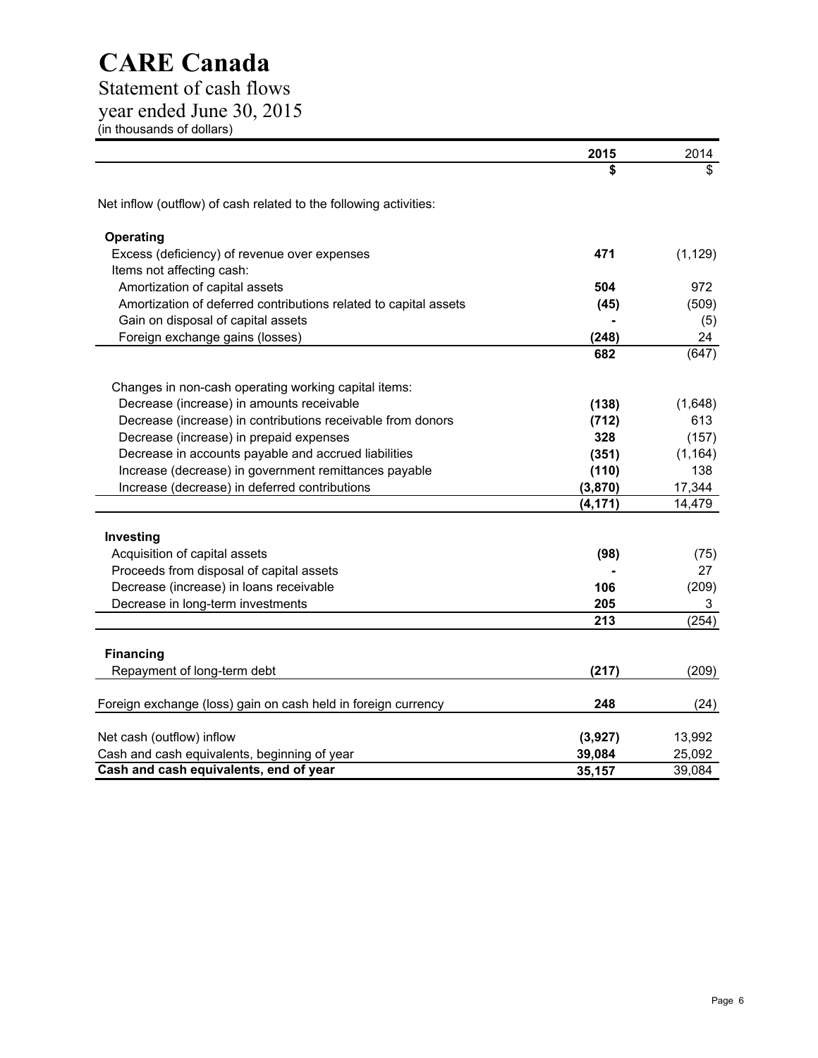# CARE Canada

## Statement of cash flows

## year ended June 30, 2015

(in thousands of dollars)

| | 2015 | 2014 |
|---|---|---|
| | $ | $ |
| Net inflow (outflow) of cash related to the following activities: | | |
| **Operating** | | |
| Excess (deficiency) of revenue over expenses | **471** | (1,129) |
| Items not affecting cash: | | |
| Amortization of capital assets | **504** | 972 |
| Amortization of deferred contributions related to capital assets | **(45)** | (509) |
| Gain on disposal of capital assets | **-** | (5) |
| Foreign exchange gains (losses) | **(248)** | 24 |
| | **682** | (647) |
| Changes in non-cash operating working capital items: | | |
| Decrease (increase) in amounts receivable | **(138)** | (1,648) |
| Decrease (increase) in contributions receivable from donors | **(712)** | 613 |
| Decrease (increase) in prepaid expenses | **328** | (157) |
| Decrease in accounts payable and accrued liabilities | **(351)** | (1,164) |
| Increase (decrease) in government remittances payable | **(110)** | 138 |
| Increase (decrease) in deferred contributions | **(3,870)** | 17,344 |
| | **(4,171)** | 14,479 |
| **Investing** | | |
| Acquisition of capital assets | **(98)** | (75) |
| Proceeds from disposal of capital assets | **-** | 27 |
| Decrease (increase) in loans receivable | **106** | (209) |
| Decrease in long-term investments | **205** | 3 |
| | **213** | (254) |
| **Financing** | | |
| Repayment of long-term debt | **(217)** | (209) |
| Foreign exchange (loss) gain on cash held in foreign currency | **248** | (24) |
| Net cash (outflow) inflow | **(3,927)** | 13,992 |
| Cash and cash equivalents, beginning of year | **39,084** | 25,092 |
| **Cash and cash equivalents, end of year** | **35,157** | 39,084 |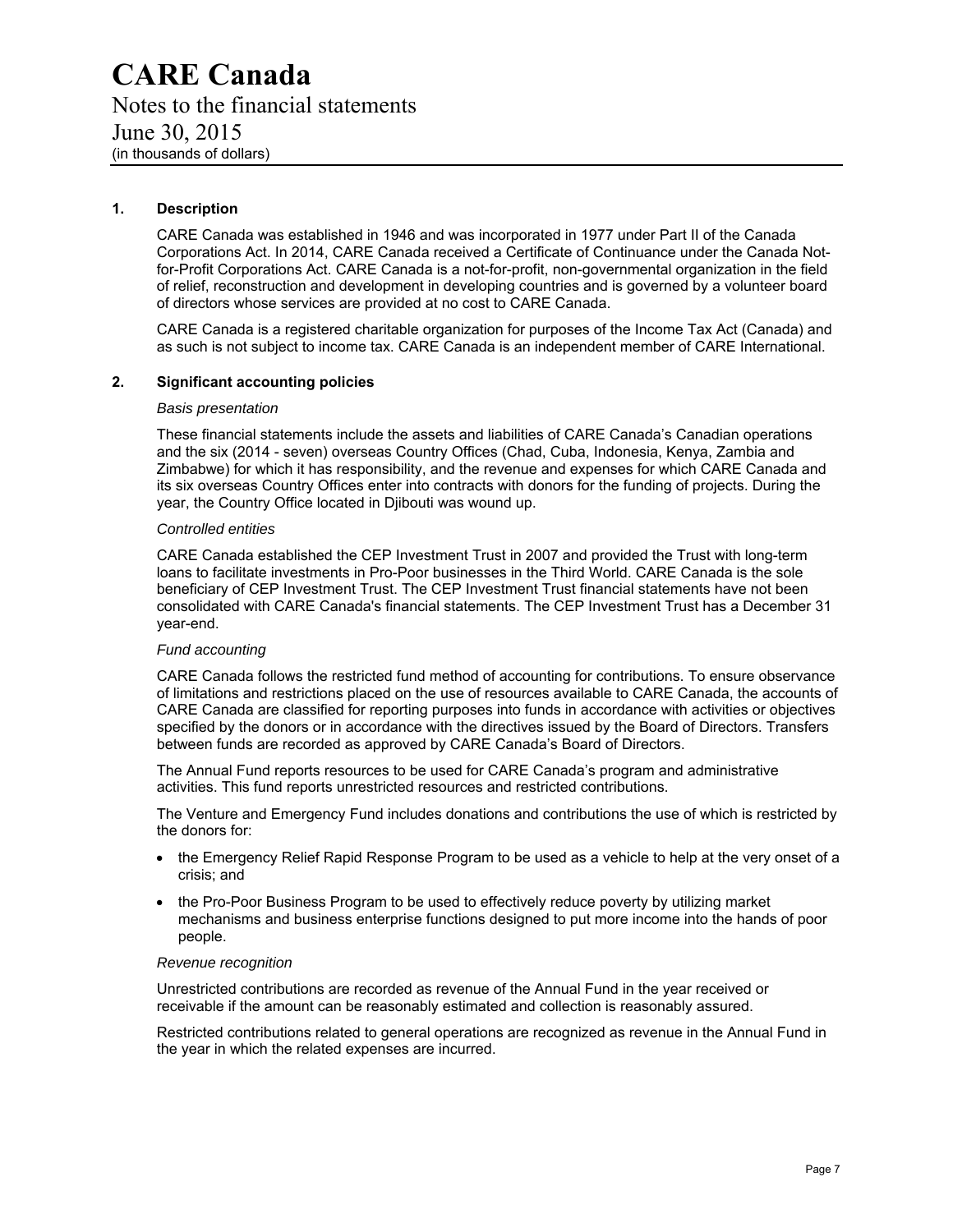# CARE Canada

Notes to the financial statements

June 30, 2015

(in thousands of dollars)

## 1. Description

CARE Canada was established in 1946 and was incorporated in 1977 under Part II of the Canada Corporations Act. In 2014, CARE Canada received a Certificate of Continuance under the Canada Not-for-Profit Corporations Act. CARE Canada is a not-for-profit, non-governmental organization in the field of relief, reconstruction and development in developing countries and is governed by a volunteer board of directors whose services are provided at no cost to CARE Canada.

CARE Canada is a registered charitable organization for purposes of the Income Tax Act (Canada) and as such is not subject to income tax. CARE Canada is an independent member of CARE International.

## 2. Significant accounting policies

*Basis presentation*

These financial statements include the assets and liabilities of CARE Canada's Canadian operations and the six (2014 - seven) overseas Country Offices (Chad, Cuba, Indonesia, Kenya, Zambia and Zimbabwe) for which it has responsibility, and the revenue and expenses for which CARE Canada and its six overseas Country Offices enter into contracts with donors for the funding of projects. During the year, the Country Office located in Djibouti was wound up.

*Controlled entities*

CARE Canada established the CEP Investment Trust in 2007 and provided the Trust with long-term loans to facilitate investments in Pro-Poor businesses in the Third World. CARE Canada is the sole beneficiary of CEP Investment Trust. The CEP Investment Trust financial statements have not been consolidated with CARE Canada's financial statements. The CEP Investment Trust has a December 31 year-end.

*Fund accounting*

CARE Canada follows the restricted fund method of accounting for contributions. To ensure observance of limitations and restrictions placed on the use of resources available to CARE Canada, the accounts of CARE Canada are classified for reporting purposes into funds in accordance with activities or objectives specified by the donors or in accordance with the directives issued by the Board of Directors. Transfers between funds are recorded as approved by CARE Canada's Board of Directors.

The Annual Fund reports resources to be used for CARE Canada's program and administrative activities. This fund reports unrestricted resources and restricted contributions.

The Venture and Emergency Fund includes donations and contributions the use of which is restricted by the donors for:

- the Emergency Relief Rapid Response Program to be used as a vehicle to help at the very onset of a crisis; and
- the Pro-Poor Business Program to be used to effectively reduce poverty by utilizing market mechanisms and business enterprise functions designed to put more income into the hands of poor people.

*Revenue recognition*

Unrestricted contributions are recorded as revenue of the Annual Fund in the year received or receivable if the amount can be reasonably estimated and collection is reasonably assured.

Restricted contributions related to general operations are recognized as revenue in the Annual Fund in the year in which the related expenses are incurred.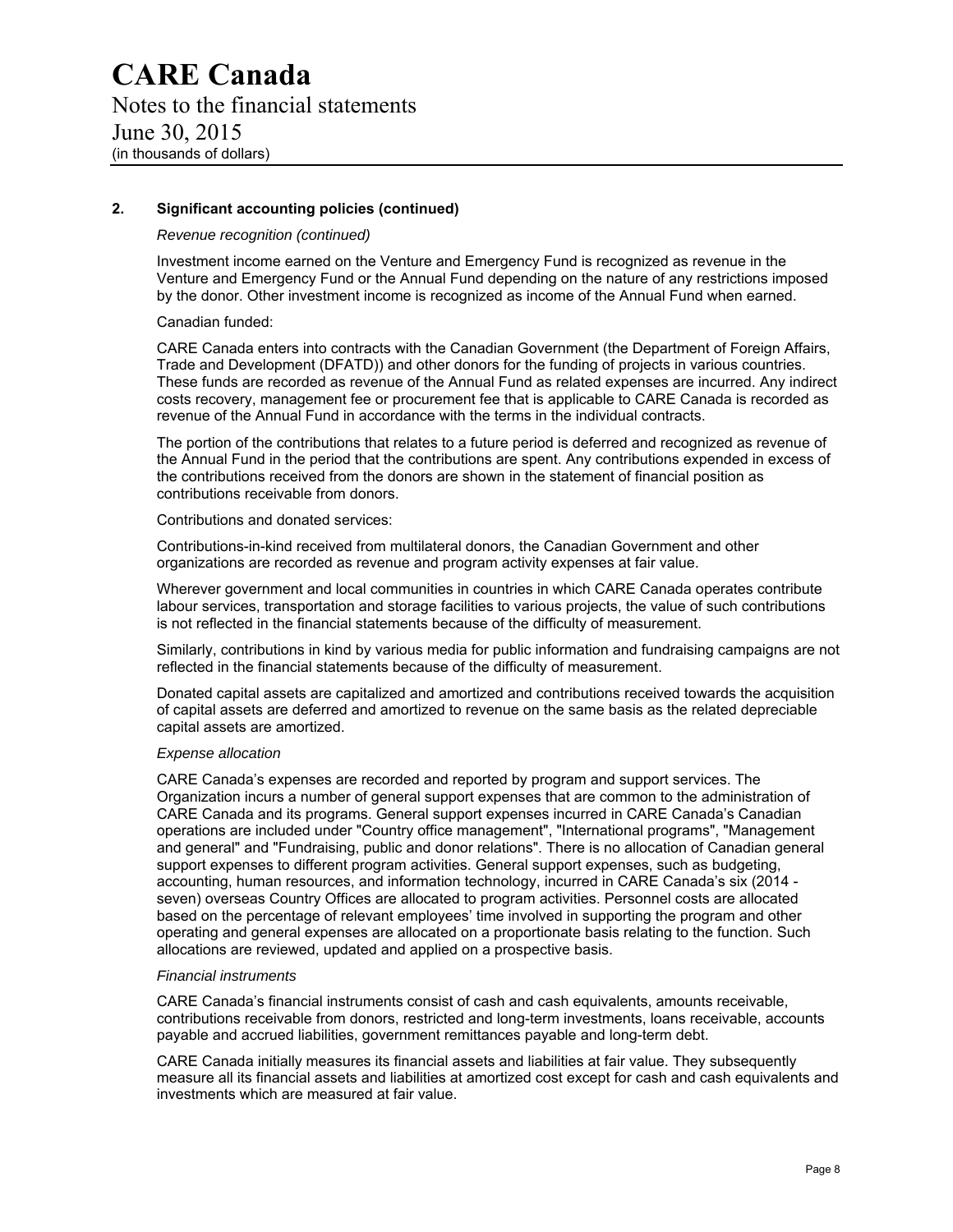# CARE Canada

Notes to the financial statements

June 30, 2015

(in thousands of dollars)

## 2. Significant accounting policies (continued)

*Revenue recognition (continued)*

Investment income earned on the Venture and Emergency Fund is recognized as revenue in the Venture and Emergency Fund or the Annual Fund depending on the nature of any restrictions imposed by the donor. Other investment income is recognized as income of the Annual Fund when earned.

Canadian funded:

CARE Canada enters into contracts with the Canadian Government (the Department of Foreign Affairs, Trade and Development (DFATD)) and other donors for the funding of projects in various countries. These funds are recorded as revenue of the Annual Fund as related expenses are incurred. Any indirect costs recovery, management fee or procurement fee that is applicable to CARE Canada is recorded as revenue of the Annual Fund in accordance with the terms in the individual contracts.

The portion of the contributions that relates to a future period is deferred and recognized as revenue of the Annual Fund in the period that the contributions are spent. Any contributions expended in excess of the contributions received from the donors are shown in the statement of financial position as contributions receivable from donors.

Contributions and donated services:

Contributions-in-kind received from multilateral donors, the Canadian Government and other organizations are recorded as revenue and program activity expenses at fair value.

Wherever government and local communities in countries in which CARE Canada operates contribute labour services, transportation and storage facilities to various projects, the value of such contributions is not reflected in the financial statements because of the difficulty of measurement.

Similarly, contributions in kind by various media for public information and fundraising campaigns are not reflected in the financial statements because of the difficulty of measurement.

Donated capital assets are capitalized and amortized and contributions received towards the acquisition of capital assets are deferred and amortized to revenue on the same basis as the related depreciable capital assets are amortized.

*Expense allocation*

CARE Canada's expenses are recorded and reported by program and support services. The Organization incurs a number of general support expenses that are common to the administration of CARE Canada and its programs. General support expenses incurred in CARE Canada's Canadian operations are included under "Country office management", "International programs", "Management and general" and "Fundraising, public and donor relations". There is no allocation of Canadian general support expenses to different program activities. General support expenses, such as budgeting, accounting, human resources, and information technology, incurred in CARE Canada's six (2014 - seven) overseas Country Offices are allocated to program activities. Personnel costs are allocated based on the percentage of relevant employees' time involved in supporting the program and other operating and general expenses are allocated on a proportionate basis relating to the function. Such allocations are reviewed, updated and applied on a prospective basis.

*Financial instruments*

CARE Canada's financial instruments consist of cash and cash equivalents, amounts receivable, contributions receivable from donors, restricted and long-term investments, loans receivable, accounts payable and accrued liabilities, government remittances payable and long-term debt.

CARE Canada initially measures its financial assets and liabilities at fair value. They subsequently measure all its financial assets and liabilities at amortized cost except for cash and cash equivalents and investments which are measured at fair value.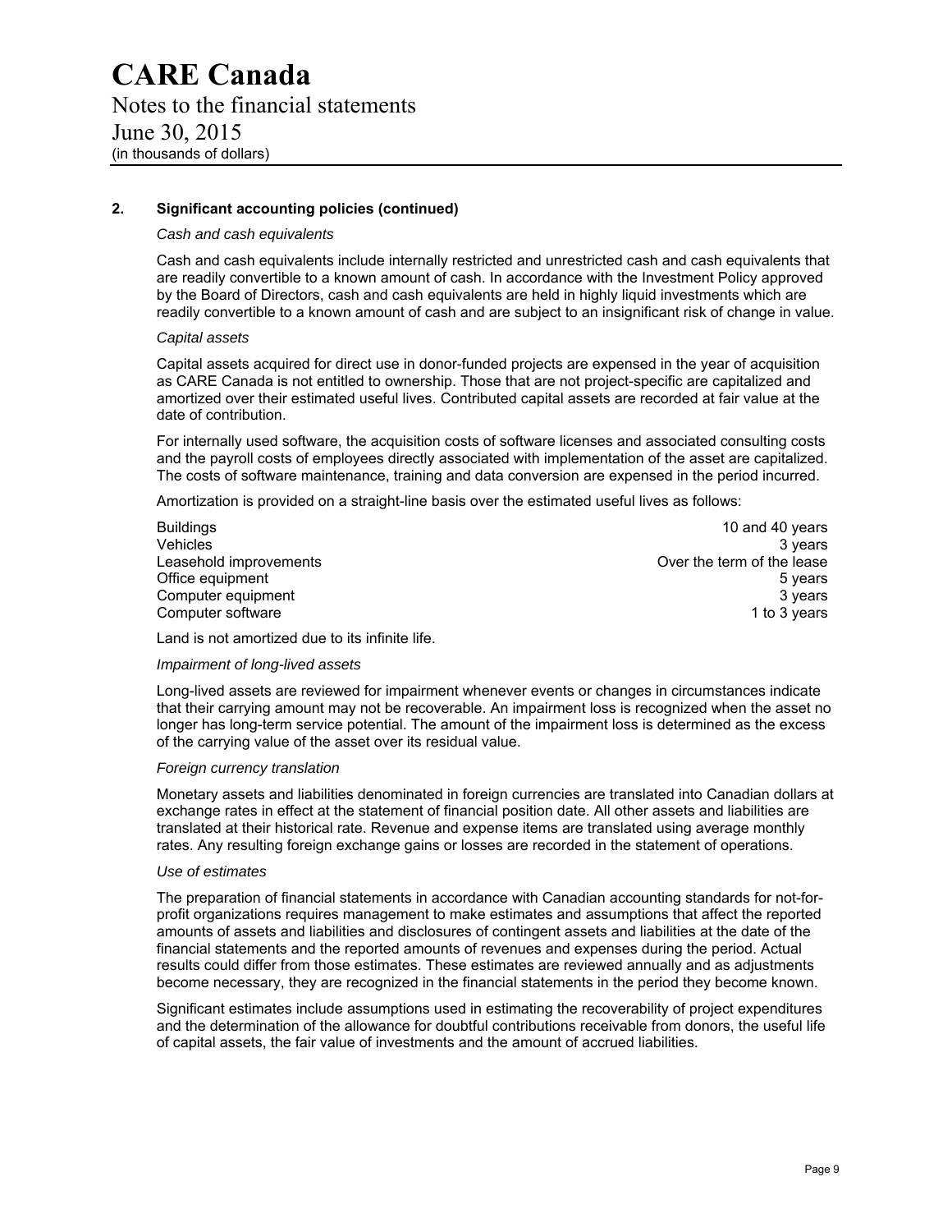# CARE Canada

Notes to the financial statements
June 30, 2015
(in thousands of dollars)

## 2. Significant accounting policies (continued)

*Cash and cash equivalents*

Cash and cash equivalents include internally restricted and unrestricted cash and cash equivalents that are readily convertible to a known amount of cash. In accordance with the Investment Policy approved by the Board of Directors, cash and cash equivalents are held in highly liquid investments which are readily convertible to a known amount of cash and are subject to an insignificant risk of change in value.

*Capital assets*

Capital assets acquired for direct use in donor-funded projects are expensed in the year of acquisition as CARE Canada is not entitled to ownership. Those that are not project-specific are capitalized and amortized over their estimated useful lives. Contributed capital assets are recorded at fair value at the date of contribution.

For internally used software, the acquisition costs of software licenses and associated consulting costs and the payroll costs of employees directly associated with implementation of the asset are capitalized. The costs of software maintenance, training and data conversion are expensed in the period incurred.

Amortization is provided on a straight-line basis over the estimated useful lives as follows:

| | |
|---|---|
| Buildings | 10 and 40 years |
| Vehicles | 3 years |
| Leasehold improvements | Over the term of the lease |
| Office equipment | 5 years |
| Computer equipment | 3 years |
| Computer software | 1 to 3 years |

Land is not amortized due to its infinite life.

*Impairment of long-lived assets*

Long-lived assets are reviewed for impairment whenever events or changes in circumstances indicate that their carrying amount may not be recoverable. An impairment loss is recognized when the asset no longer has long-term service potential. The amount of the impairment loss is determined as the excess of the carrying value of the asset over its residual value.

*Foreign currency translation*

Monetary assets and liabilities denominated in foreign currencies are translated into Canadian dollars at exchange rates in effect at the statement of financial position date. All other assets and liabilities are translated at their historical rate. Revenue and expense items are translated using average monthly rates. Any resulting foreign exchange gains or losses are recorded in the statement of operations.

*Use of estimates*

The preparation of financial statements in accordance with Canadian accounting standards for not-for-profit organizations requires management to make estimates and assumptions that affect the reported amounts of assets and liabilities and disclosures of contingent assets and liabilities at the date of the financial statements and the reported amounts of revenues and expenses during the period. Actual results could differ from those estimates. These estimates are reviewed annually and as adjustments become necessary, they are recognized in the financial statements in the period they become known.

Significant estimates include assumptions used in estimating the recoverability of project expenditures and the determination of the allowance for doubtful contributions receivable from donors, the useful life of capital assets, the fair value of investments and the amount of accrued liabilities.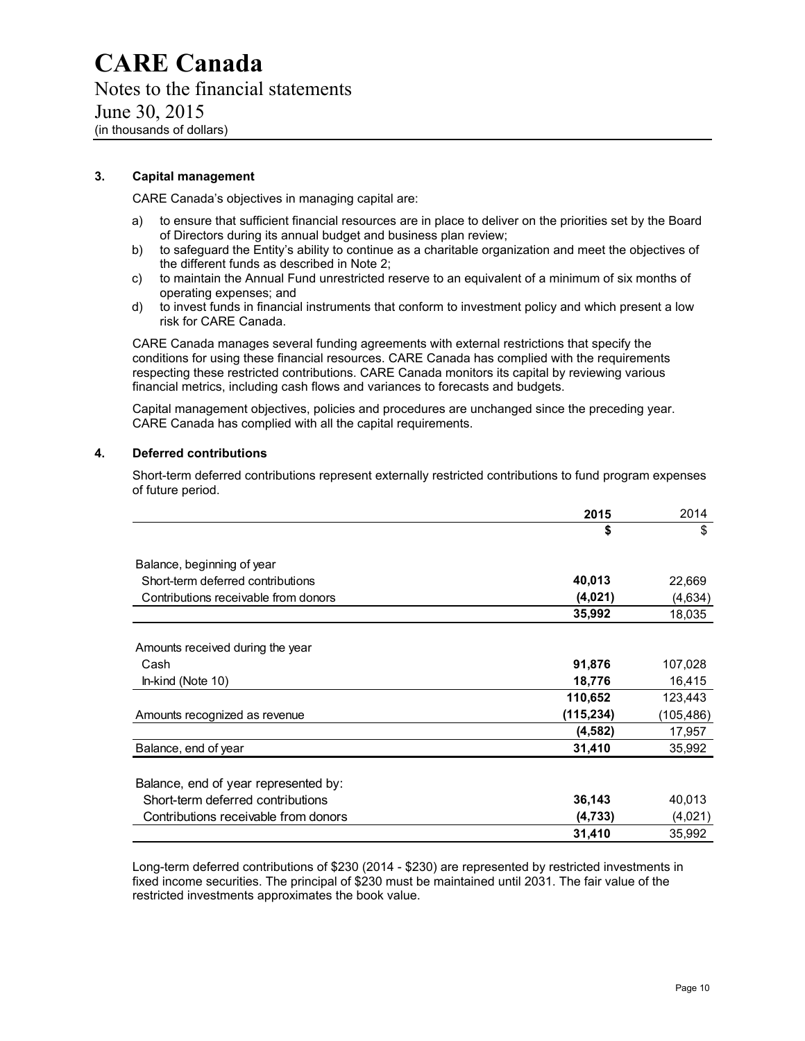# CARE Canada

Notes to the financial statements

June 30, 2015

(in thousands of dollars)

## 3. Capital management

CARE Canada's objectives in managing capital are:

a) to ensure that sufficient financial resources are in place to deliver on the priorities set by the Board of Directors during its annual budget and business plan review;
b) to safeguard the Entity's ability to continue as a charitable organization and meet the objectives of the different funds as described in Note 2;
c) to maintain the Annual Fund unrestricted reserve to an equivalent of a minimum of six months of operating expenses; and
d) to invest funds in financial instruments that conform to investment policy and which present a low risk for CARE Canada.

CARE Canada manages several funding agreements with external restrictions that specify the conditions for using these financial resources. CARE Canada has complied with the requirements respecting these restricted contributions. CARE Canada monitors its capital by reviewing various financial metrics, including cash flows and variances to forecasts and budgets.

Capital management objectives, policies and procedures are unchanged since the preceding year. CARE Canada has complied with all the capital requirements.

## 4. Deferred contributions

Short-term deferred contributions represent externally restricted contributions to fund program expenses of future period.

| | **2015** | 2014 |
|---|---|---|
| | **$** | $ |
| Balance, beginning of year | | |
| Short-term deferred contributions | **40,013** | 22,669 |
| Contributions receivable from donors | **(4,021)** | (4,634) |
| | **35,992** | 18,035 |
| Amounts received during the year | | |
| Cash | **91,876** | 107,028 |
| In-kind (Note 10) | **18,776** | 16,415 |
| | **110,652** | 123,443 |
| Amounts recognized as revenue | **(115,234)** | (105,486) |
| | **(4,582)** | 17,957 |
| Balance, end of year | **31,410** | 35,992 |
| Balance, end of year represented by: | | |
| Short-term deferred contributions | **36,143** | 40,013 |
| Contributions receivable from donors | **(4,733)** | (4,021) |
| | **31,410** | 35,992 |

Long-term deferred contributions of $230 (2014 - $230) are represented by restricted investments in fixed income securities. The principal of $230 must be maintained until 2031. The fair value of the restricted investments approximates the book value.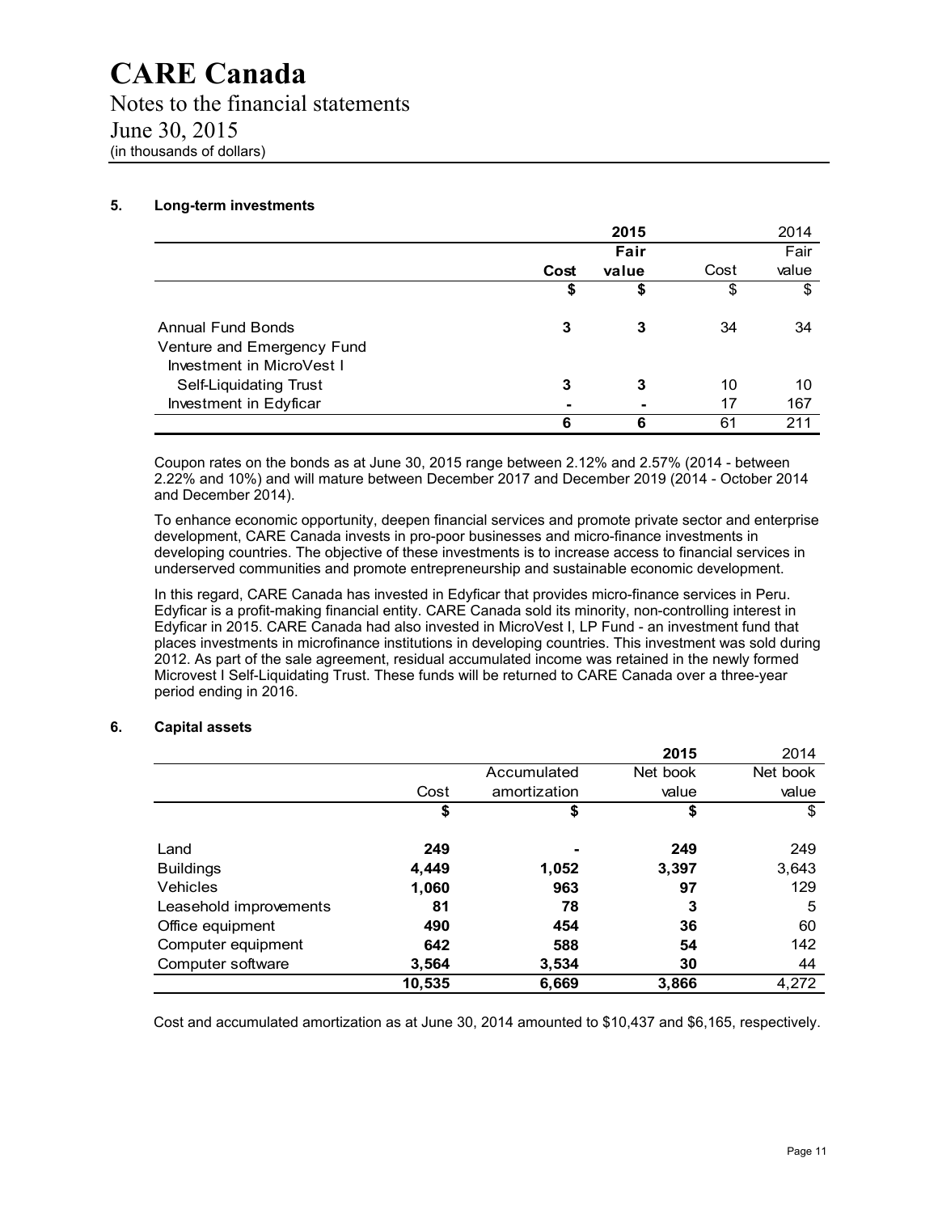# CARE Canada

Notes to the financial statements
June 30, 2015
(in thousands of dollars)

## 5. Long-term investments

| | 2015 | | 2014 | |
|---|---|---|---|---|
| | **Cost** | **Fair value** | Cost | Fair value |
| | **$** | **$** | $ | $ |
| Annual Fund Bonds | **3** | **3** | 34 | 34 |
| Venture and Emergency Fund | | | | |
| Investment in MicroVest I Self-Liquidating Trust | **3** | **3** | 10 | 10 |
| Investment in Edyficar | **-** | **-** | 17 | 167 |
| | **6** | **6** | 61 | 211 |

Coupon rates on the bonds as at June 30, 2015 range between 2.12% and 2.57% (2014 - between 2.22% and 10%) and will mature between December 2017 and December 2019 (2014 - October 2014 and December 2014).

To enhance economic opportunity, deepen financial services and promote private sector and enterprise development, CARE Canada invests in pro-poor businesses and micro-finance investments in developing countries. The objective of these investments is to increase access to financial services in underserved communities and promote entrepreneurship and sustainable economic development.

In this regard, CARE Canada has invested in Edyficar that provides micro-finance services in Peru. Edyficar is a profit-making financial entity. CARE Canada sold its minority, non-controlling interest in Edyficar in 2015. CARE Canada had also invested in MicroVest I, LP Fund - an investment fund that places investments in microfinance institutions in developing countries. This investment was sold during 2012. As part of the sale agreement, residual accumulated income was retained in the newly formed Microvest I Self-Liquidating Trust. These funds will be returned to CARE Canada over a three-year period ending in 2016.

## 6. Capital assets

| | | | 2015 | 2014 |
|---|---|---|---|---|
| | Cost | Accumulated amortization | Net book value | Net book value |
| | **$** | **$** | **$** | $ |
| Land | **249** | **-** | **249** | 249 |
| Buildings | **4,449** | **1,052** | **3,397** | 3,643 |
| Vehicles | **1,060** | **963** | **97** | 129 |
| Leasehold improvements | **81** | **78** | **3** | 5 |
| Office equipment | **490** | **454** | **36** | 60 |
| Computer equipment | **642** | **588** | **54** | 142 |
| Computer software | **3,564** | **3,534** | **30** | 44 |
| | **10,535** | **6,669** | **3,866** | 4,272 |

Cost and accumulated amortization as at June 30, 2014 amounted to $10,437 and $6,165, respectively.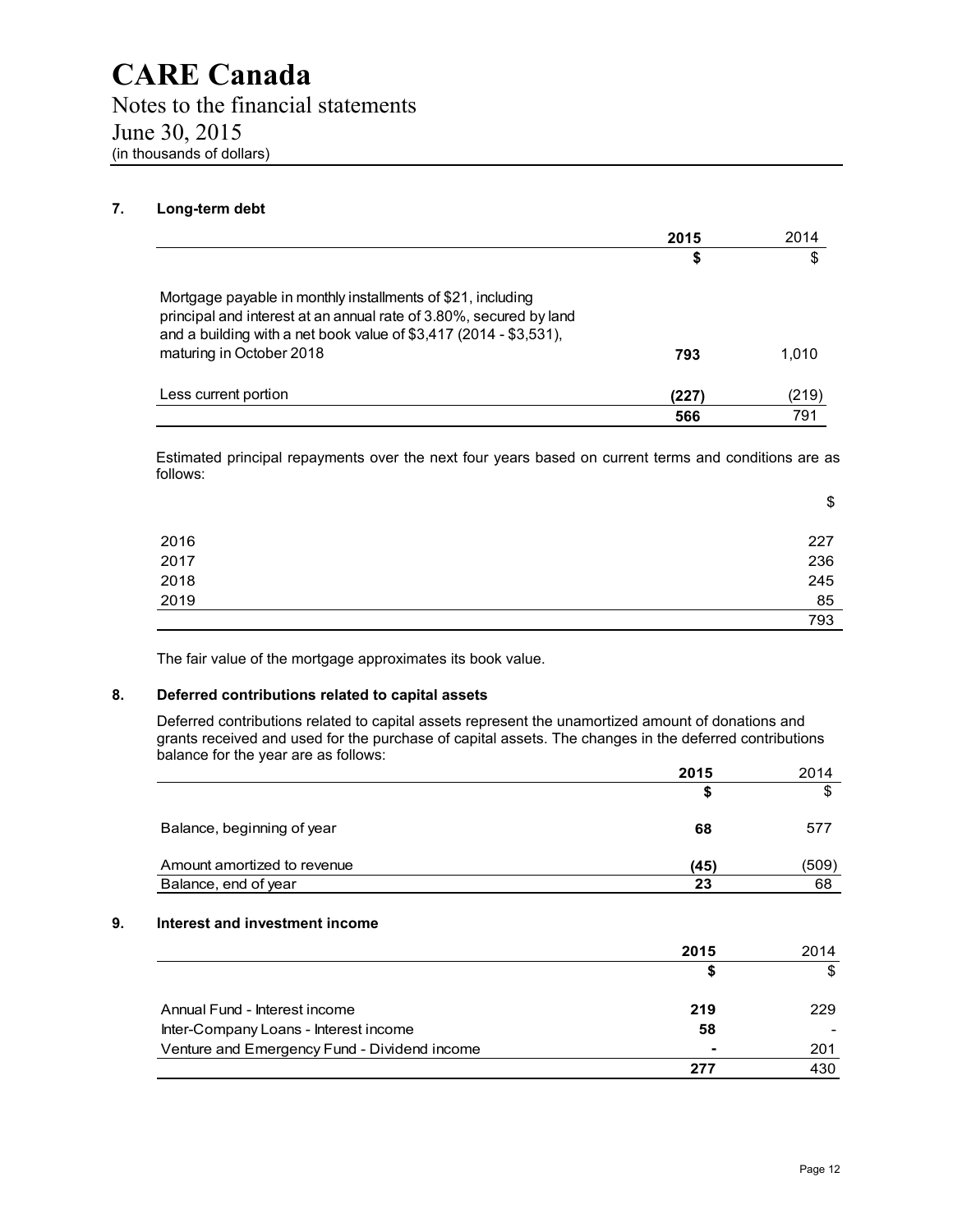# CARE Canada

Notes to the financial statements

June 30, 2015

(in thousands of dollars)

## 7. Long-term debt

| | **2015** | 2014 |
|---|---|---|
| | **$** | $ |
| Mortgage payable in monthly installments of $21, including principal and interest at an annual rate of 3.80%, secured by land and a building with a net book value of $3,417 (2014 - $3,531), maturing in October 2018 | **793** | 1,010 |
| Less current portion | **(227)** | (219) |
| | **566** | 791 |

Estimated principal repayments over the next four years based on current terms and conditions are as follows:

| | $ |
|---|---|
| 2016 | 227 |
| 2017 | 236 |
| 2018 | 245 |
| 2019 | 85 |
| | 793 |

The fair value of the mortgage approximates its book value.

## 8. Deferred contributions related to capital assets

Deferred contributions related to capital assets represent the unamortized amount of donations and grants received and used for the purchase of capital assets. The changes in the deferred contributions balance for the year are as follows:

| | **2015** | 2014 |
|---|---|---|
| | **$** | $ |
| Balance, beginning of year | **68** | 577 |
| Amount amortized to revenue | **(45)** | (509) |
| Balance, end of year | **23** | 68 |

## 9. Interest and investment income

| | **2015** | 2014 |
|---|---|---|
| | **$** | $ |
| Annual Fund - Interest income | **219** | 229 |
| Inter-Company Loans - Interest income | **58** | - |
| Venture and Emergency Fund - Dividend income | **-** | 201 |
| | **277** | 430 |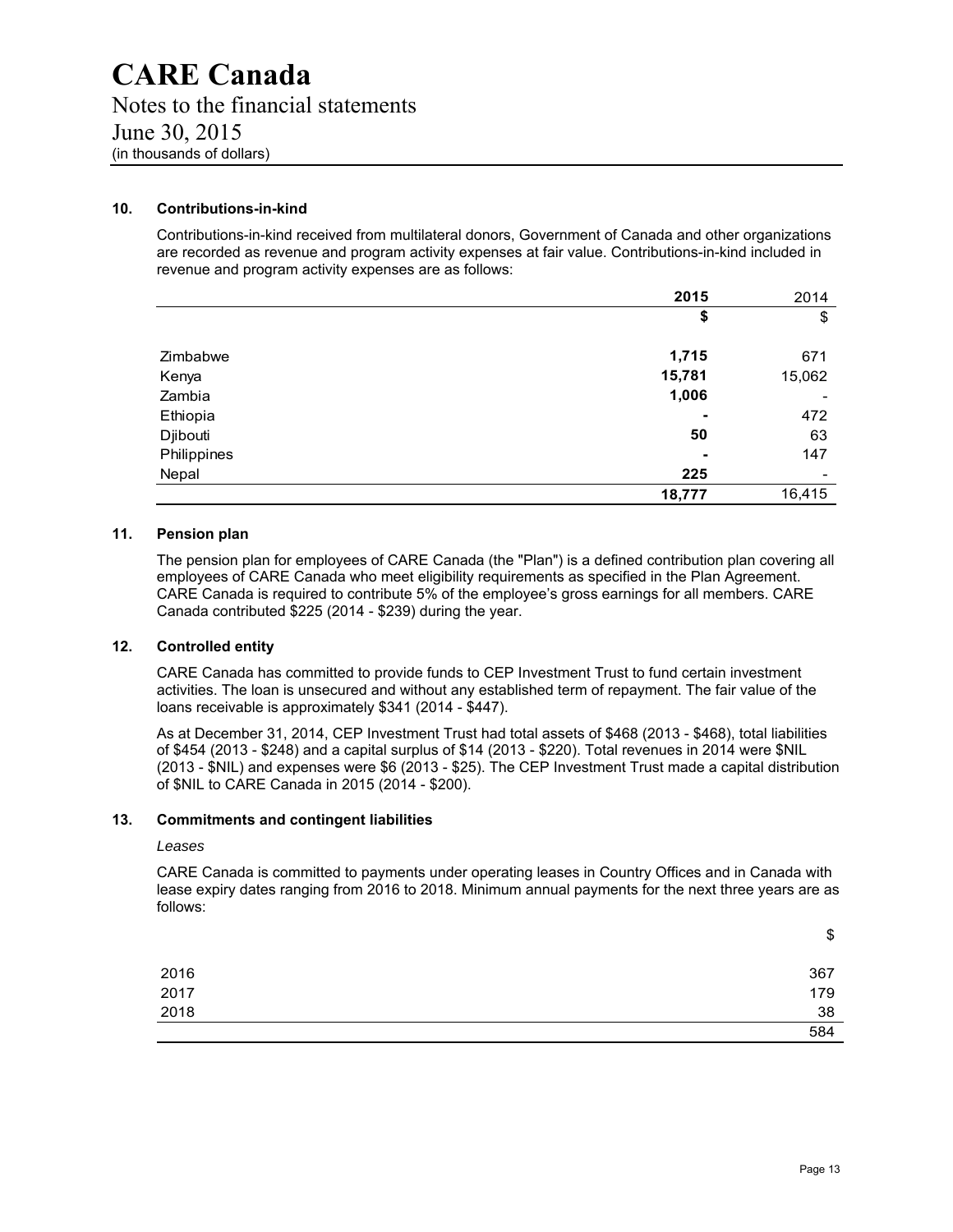# CARE Canada

Notes to the financial statements

June 30, 2015

(in thousands of dollars)

## 10. Contributions-in-kind

Contributions-in-kind received from multilateral donors, Government of Canada and other organizations are recorded as revenue and program activity expenses at fair value. Contributions-in-kind included in revenue and program activity expenses are as follows:

| | **2015** | 2014 |
|---|---|---|
| | **$** | $ |
| Zimbabwe | **1,715** | 671 |
| Kenya | **15,781** | 15,062 |
| Zambia | **1,006** | - |
| Ethiopia | **-** | 472 |
| Djibouti | **50** | 63 |
| Philippines | **-** | 147 |
| Nepal | **225** | - |
| | **18,777** | 16,415 |

## 11. Pension plan

The pension plan for employees of CARE Canada (the "Plan") is a defined contribution plan covering all employees of CARE Canada who meet eligibility requirements as specified in the Plan Agreement. CARE Canada is required to contribute 5% of the employee's gross earnings for all members. CARE Canada contributed $225 (2014 - $239) during the year.

## 12. Controlled entity

CARE Canada has committed to provide funds to CEP Investment Trust to fund certain investment activities. The loan is unsecured and without any established term of repayment. The fair value of the loans receivable is approximately $341 (2014 - $447).

As at December 31, 2014, CEP Investment Trust had total assets of $468 (2013 - $468), total liabilities of $454 (2013 - $248) and a capital surplus of $14 (2013 - $220). Total revenues in 2014 were $NIL (2013 - $NIL) and expenses were $6 (2013 - $25). The CEP Investment Trust made a capital distribution of $NIL to CARE Canada in 2015 (2014 - $200).

## 13. Commitments and contingent liabilities

*Leases*

CARE Canada is committed to payments under operating leases in Country Offices and in Canada with lease expiry dates ranging from 2016 to 2018. Minimum annual payments for the next three years are as follows:

| | $ |
|---|---|
| 2016 | 367 |
| 2017 | 179 |
| 2018 | 38 |
| | 584 |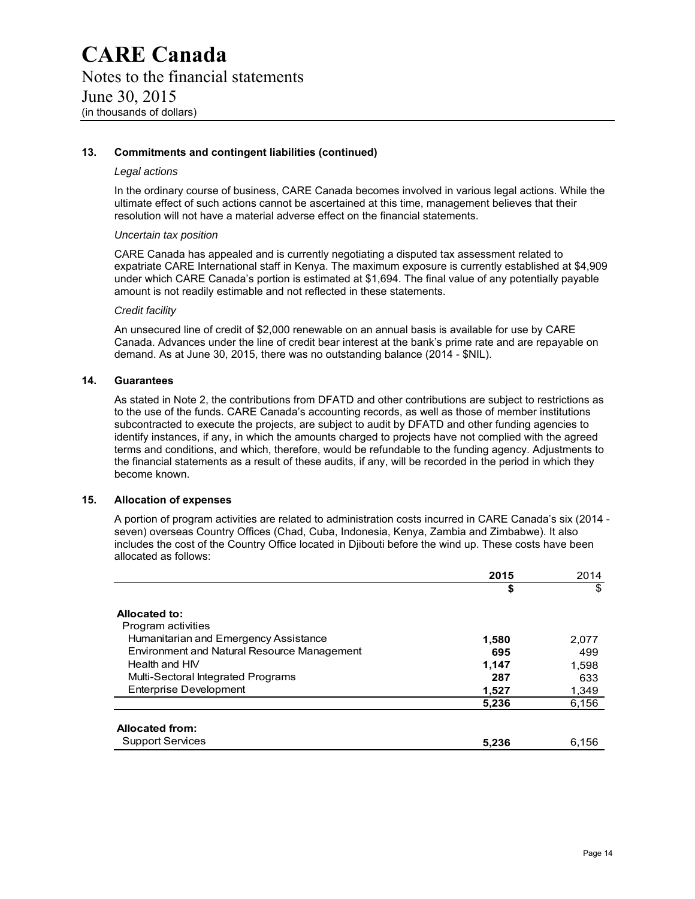# CARE Canada

Notes to the financial statements
June 30, 2015
(in thousands of dollars)

**13. Commitments and contingent liabilities (continued)**

*Legal actions*

In the ordinary course of business, CARE Canada becomes involved in various legal actions. While the ultimate effect of such actions cannot be ascertained at this time, management believes that their resolution will not have a material adverse effect on the financial statements.

*Uncertain tax position*

CARE Canada has appealed and is currently negotiating a disputed tax assessment related to expatriate CARE International staff in Kenya. The maximum exposure is currently established at $4,909 under which CARE Canada's portion is estimated at $1,694. The final value of any potentially payable amount is not readily estimable and not reflected in these statements.

*Credit facility*

An unsecured line of credit of $2,000 renewable on an annual basis is available for use by CARE Canada. Advances under the line of credit bear interest at the bank's prime rate and are repayable on demand. As at June 30, 2015, there was no outstanding balance (2014 - $NIL).

**14. Guarantees**

As stated in Note 2, the contributions from DFATD and other contributions are subject to restrictions as to the use of the funds. CARE Canada's accounting records, as well as those of member institutions subcontracted to execute the projects, are subject to audit by DFATD and other funding agencies to identify instances, if any, in which the amounts charged to projects have not complied with the agreed terms and conditions, and which, therefore, would be refundable to the funding agency. Adjustments to the financial statements as a result of these audits, if any, will be recorded in the period in which they become known.

**15. Allocation of expenses**

A portion of program activities are related to administration costs incurred in CARE Canada's six (2014 - seven) overseas Country Offices (Chad, Cuba, Indonesia, Kenya, Zambia and Zimbabwe). It also includes the cost of the Country Office located in Djibouti before the wind up. These costs have been allocated as follows:

| | **2015** | 2014 |
|---|---|---|
| | **$** | $ |
| **Allocated to:** | | |
| Program activities | | |
| Humanitarian and Emergency Assistance | **1,580** | 2,077 |
| Environment and Natural Resource Management | **695** | 499 |
| Health and HIV | **1,147** | 1,598 |
| Multi-Sectoral Integrated Programs | **287** | 633 |
| Enterprise Development | **1,527** | 1,349 |
| | **5,236** | 6,156 |
| **Allocated from:** | | |
| Support Services | **5,236** | 6,156 |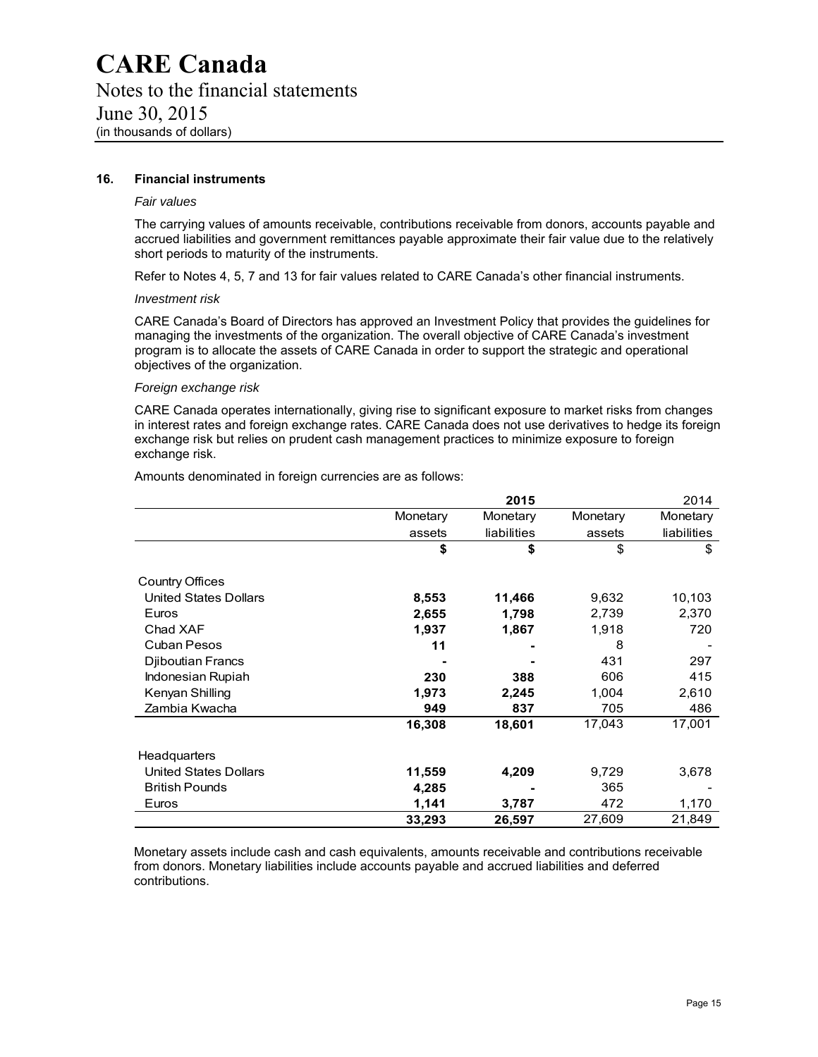# CARE Canada

Notes to the financial statements
June 30, 2015
(in thousands of dollars)

## 16. Financial instruments

*Fair values*

The carrying values of amounts receivable, contributions receivable from donors, accounts payable and accrued liabilities and government remittances payable approximate their fair value due to the relatively short periods to maturity of the instruments.

Refer to Notes 4, 5, 7 and 13 for fair values related to CARE Canada's other financial instruments.

*Investment risk*

CARE Canada's Board of Directors has approved an Investment Policy that provides the guidelines for managing the investments of the organization. The overall objective of CARE Canada's investment program is to allocate the assets of CARE Canada in order to support the strategic and operational objectives of the organization.

*Foreign exchange risk*

CARE Canada operates internationally, giving rise to significant exposure to market risks from changes in interest rates and foreign exchange rates. CARE Canada does not use derivatives to hedge its foreign exchange risk but relies on prudent cash management practices to minimize exposure to foreign exchange risk.

Amounts denominated in foreign currencies are as follows:

| | **2015** | | | 2014 |
|---|---|---|---|---|
| | Monetary assets | Monetary liabilities | Monetary assets | Monetary liabilities |
| | **$** | **$** | $ | $ |
| Country Offices | | | | |
| United States Dollars | **8,553** | **11,466** | 9,632 | 10,103 |
| Euros | **2,655** | **1,798** | 2,739 | 2,370 |
| Chad XAF | **1,937** | **1,867** | 1,918 | 720 |
| Cuban Pesos | **11** | **-** | 8 | - |
| Djiboutian Francs | **-** | **-** | 431 | 297 |
| Indonesian Rupiah | **230** | **388** | 606 | 415 |
| Kenyan Shilling | **1,973** | **2,245** | 1,004 | 2,610 |
| Zambia Kwacha | **949** | **837** | 705 | 486 |
| | **16,308** | **18,601** | 17,043 | 17,001 |
| Headquarters | | | | |
| United States Dollars | **11,559** | **4,209** | 9,729 | 3,678 |
| British Pounds | **4,285** | **-** | 365 | - |
| Euros | **1,141** | **3,787** | 472 | 1,170 |
| | **33,293** | **26,597** | 27,609 | 21,849 |

Monetary assets include cash and cash equivalents, amounts receivable and contributions receivable from donors. Monetary liabilities include accounts payable and accrued liabilities and deferred contributions.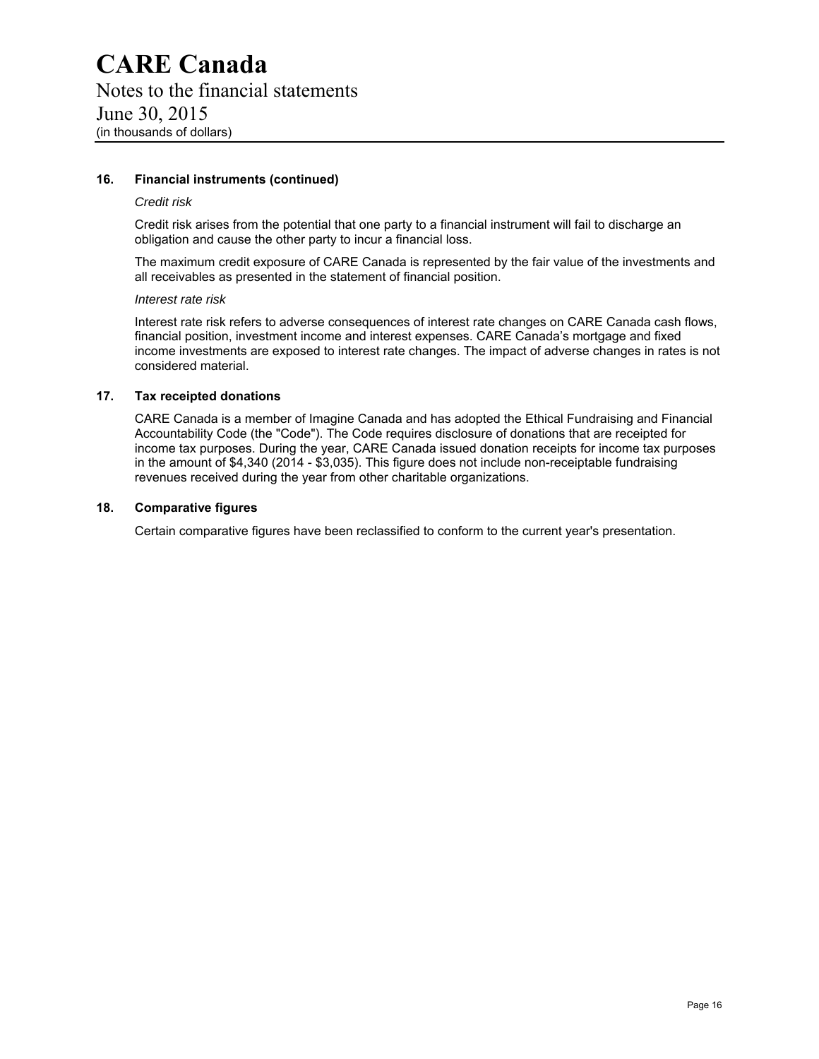# CARE Canada

Notes to the financial statements
June 30, 2015
(in thousands of dollars)

## 16. Financial instruments (continued)

*Credit risk*

Credit risk arises from the potential that one party to a financial instrument will fail to discharge an obligation and cause the other party to incur a financial loss.

The maximum credit exposure of CARE Canada is represented by the fair value of the investments and all receivables as presented in the statement of financial position.

*Interest rate risk*

Interest rate risk refers to adverse consequences of interest rate changes on CARE Canada cash flows, financial position, investment income and interest expenses. CARE Canada's mortgage and fixed income investments are exposed to interest rate changes. The impact of adverse changes in rates is not considered material.

## 17. Tax receipted donations

CARE Canada is a member of Imagine Canada and has adopted the Ethical Fundraising and Financial Accountability Code (the "Code"). The Code requires disclosure of donations that are receipted for income tax purposes. During the year, CARE Canada issued donation receipts for income tax purposes in the amount of $4,340 (2014 - $3,035). This figure does not include non-receiptable fundraising revenues received during the year from other charitable organizations.

## 18. Comparative figures

Certain comparative figures have been reclassified to conform to the current year's presentation.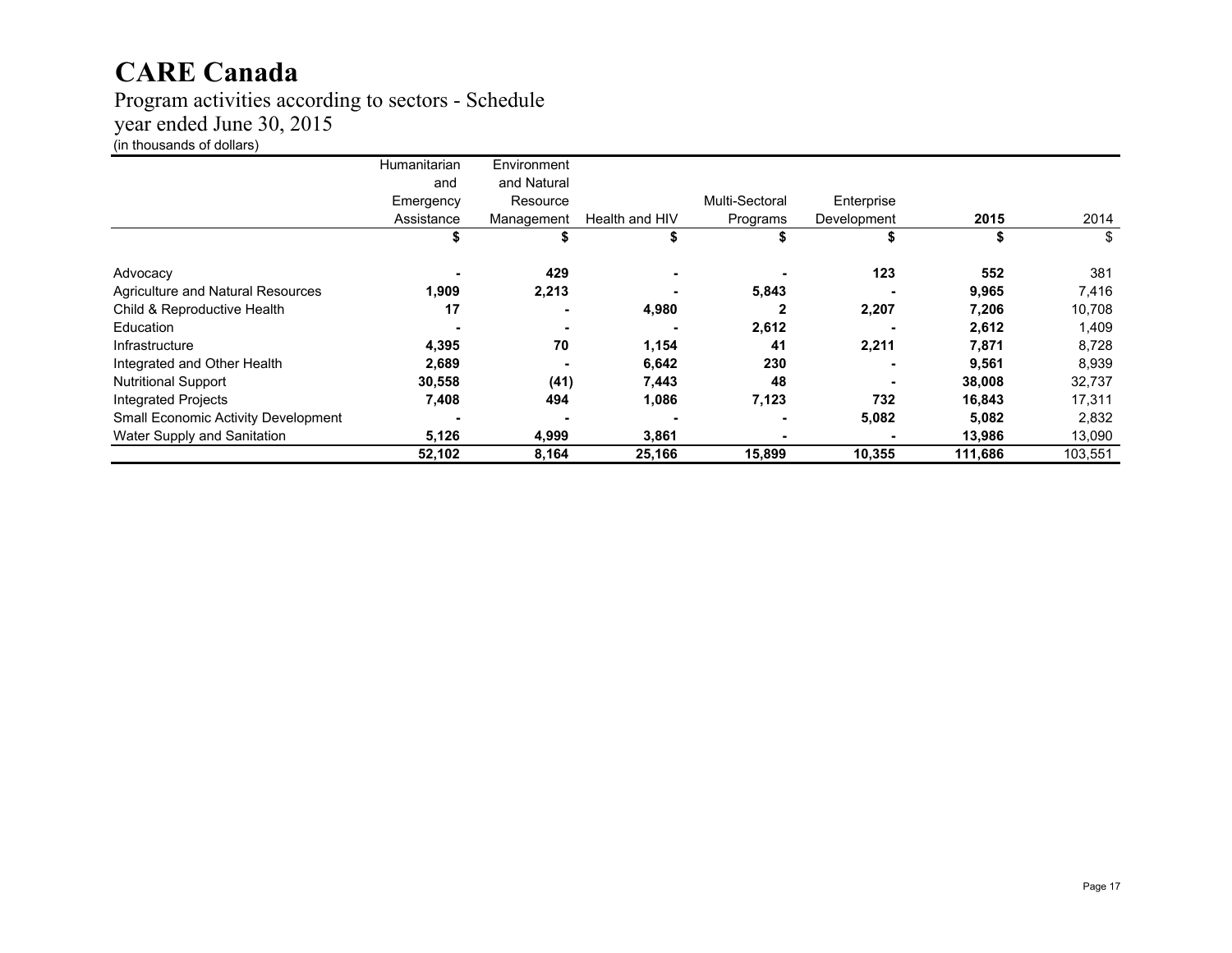# CARE Canada

Program activities according to sectors - Schedule
year ended June 30, 2015
(in thousands of dollars)

| | Humanitarian and Emergency Assistance | Environment and Natural Resource Management | Health and HIV | Multi-Sectoral Programs | Enterprise Development | **2015** | 2014 |
|---|---|---|---|---|---|---|---|
| | **$** | **$** | **$** | **$** | **$** | **$** | $ |
| Advocacy | **-** | **429** | **-** | **-** | **123** | **552** | 381 |
| Agriculture and Natural Resources | **1,909** | **2,213** | **-** | **5,843** | **-** | **9,965** | 7,416 |
| Child & Reproductive Health | **17** | **-** | **4,980** | **2** | **2,207** | **7,206** | 10,708 |
| Education | **-** | **-** | **-** | **2,612** | **-** | **2,612** | 1,409 |
| Infrastructure | **4,395** | **70** | **1,154** | **41** | **2,211** | **7,871** | 8,728 |
| Integrated and Other Health | **2,689** | **-** | **6,642** | **230** | **-** | **9,561** | 8,939 |
| Nutritional Support | **30,558** | **(41)** | **7,443** | **48** | **-** | **38,008** | 32,737 |
| Integrated Projects | **7,408** | **494** | **1,086** | **7,123** | **732** | **16,843** | 17,311 |
| Small Economic Activity Development | **-** | **-** | **-** | **-** | **5,082** | **5,082** | 2,832 |
| Water Supply and Sanitation | **5,126** | **4,999** | **3,861** | **-** | **-** | **13,986** | 13,090 |
| | **52,102** | **8,164** | **25,166** | **15,899** | **10,355** | **111,686** | 103,551 |